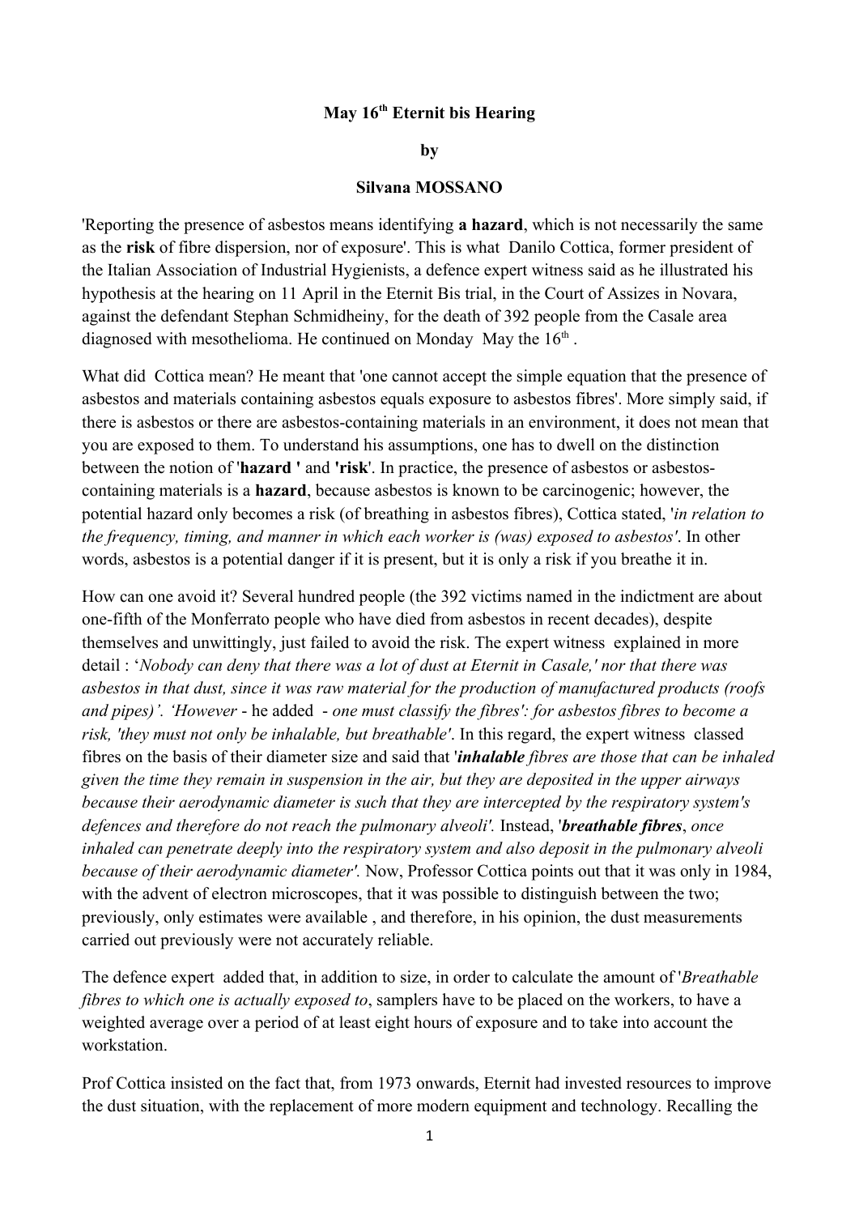**May 16th Eternit bis Hearing**

**by**

**Silvana MOSSANO**

'Reporting the presence of asbestos means identifying **a hazard**, which is not necessarily the same as the **risk** of fibre dispersion, nor of exposure'. This is what Danilo Cottica, former president of the Italian Association of Industrial Hygienists, a defence expert witness said as he illustrated his hypothesis at the hearing on 11 April in the Eternit Bis trial, in the Court of Assizes in Novara, against the defendant Stephan Schmidheiny, for the death of 392 people from the Casale area diagnosed with mesothelioma. He continued on Monday May the 16th .

What did Cottica mean? He meant that 'one cannot accept the simple equation that the presence of asbestos and materials containing asbestos equals exposure to asbestos fibres'. More simply said, if there is asbestos or there are asbestos-containing materials in an environment, it does not mean that you are exposed to them. To understand his assumptions, one has to dwell on the distinction between the notion of '**hazard '** and **'risk**'. In practice, the presence of asbestos or asbestos-containing materials is a **hazard**, because asbestos is known to be carcinogenic; however, the potential hazard only becomes a risk (of breathing in asbestos fibres), Cottica stated, '*in relation to the frequency, timing, and manner in which each worker is (was) exposed to asbestos'*. In other words, asbestos is a potential danger if it is present, but it is only a risk if you breathe it in.

How can one avoid it? Several hundred people (the 392 victims named in the indictment are about one-fifth of the Monferrato people who have died from asbestos in recent decades), despite themselves and unwittingly, just failed to avoid the risk. The expert witness explained in more detail : '*Nobody can deny that there was a lot of dust at Eternit in Casale,' nor that there was asbestos in that dust, since it was raw material for the production of manufactured products (roofs and pipes)'. 'However* - he added - *one must classify the fibres'*: *for asbestos fibres to become a risk, 'they must not only be inhalable, but breathable'*. In this regard, the expert witness classed fibres on the basis of their diameter size and said that '***inhalable*** *fibres are those that can be inhaled given the time they remain in suspension in the air, but they are deposited in the upper airways because their aerodynamic diameter is such that they are intercepted by the respiratory system's defences and therefore do not reach the pulmonary alveoli'.* Instead, '***breathable fibres***, *once inhaled can penetrate deeply into the respiratory system and also deposit in the pulmonary alveoli because of their aerodynamic diameter'.* Now, Professor Cottica points out that it was only in 1984, with the advent of electron microscopes, that it was possible to distinguish between the two; previously, only estimates were available , and therefore, in his opinion, the dust measurements carried out previously were not accurately reliable.

The defence expert added that, in addition to size, in order to calculate the amount of '*Breathable fibres to which one is actually exposed to*, samplers have to be placed on the workers, to have a weighted average over a period of at least eight hours of exposure and to take into account the workstation.

Prof Cottica insisted on the fact that, from 1973 onwards, Eternit had invested resources to improve the dust situation, with the replacement of more modern equipment and technology. Recalling the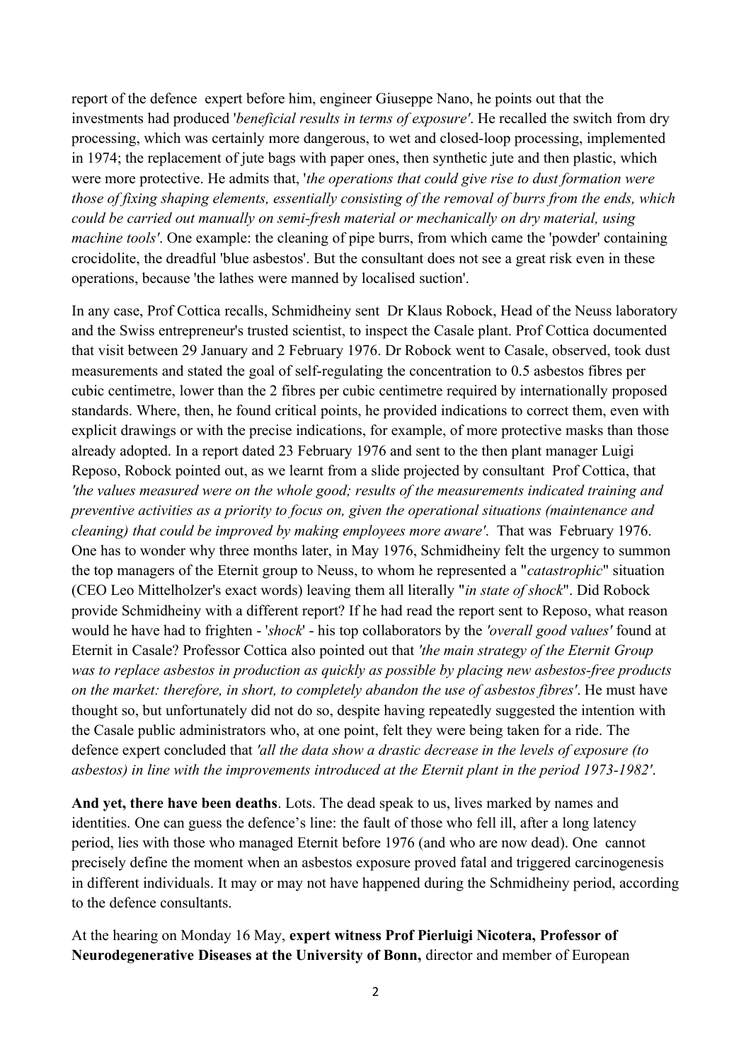report of the defence expert before him, engineer Giuseppe Nano, he points out that the investments had produced '*beneficial results in terms of exposure'*. He recalled the switch from dry processing, which was certainly more dangerous, to wet and closed-loop processing, implemented in 1974; the replacement of jute bags with paper ones, then synthetic jute and then plastic, which were more protective. He admits that, '*the operations that could give rise to dust formation were those of fixing shaping elements, essentially consisting of the removal of burrs from the ends, which could be carried out manually on semi-fresh material or mechanically on dry material, using machine tools'*. One example: the cleaning of pipe burrs, from which came the 'powder' containing crocidolite, the dreadful 'blue asbestos'. But the consultant does not see a great risk even in these operations, because 'the lathes were manned by localised suction'.

In any case, Prof Cottica recalls, Schmidheiny sent Dr Klaus Robock, Head of the Neuss laboratory and the Swiss entrepreneur's trusted scientist, to inspect the Casale plant. Prof Cottica documented that visit between 29 January and 2 February 1976. Dr Robock went to Casale, observed, took dust measurements and stated the goal of self-regulating the concentration to 0.5 asbestos fibres per cubic centimetre, lower than the 2 fibres per cubic centimetre required by internationally proposed standards. Where, then, he found critical points, he provided indications to correct them, even with explicit drawings or with the precise indications, for example, of more protective masks than those already adopted. In a report dated 23 February 1976 and sent to the then plant manager Luigi Reposo, Robock pointed out, as we learnt from a slide projected by consultant Prof Cottica, that *'the values measured were on the whole good; results of the measurements indicated training and preventive activities as a priority to focus on, given the operational situations (maintenance and cleaning) that could be improved by making employees more aware'*. That was February 1976. One has to wonder why three months later, in May 1976, Schmidheiny felt the urgency to summon the top managers of the Eternit group to Neuss, to whom he represented a "*catastrophic*" situation (CEO Leo Mittelholzer's exact words) leaving them all literally "*in state of shock*". Did Robock provide Schmidheiny with a different report? If he had read the report sent to Reposo, what reason would he have had to frighten - '*shock*' - his top collaborators by the *'overall good values'* found at Eternit in Casale? Professor Cottica also pointed out that *'the main strategy of the Eternit Group was to replace asbestos in production as quickly as possible by placing new asbestos-free products on the market: therefore, in short, to completely abandon the use of asbestos fibres'*. He must have thought so, but unfortunately did not do so, despite having repeatedly suggested the intention with the Casale public administrators who, at one point, felt they were being taken for a ride. The defence expert concluded that *'all the data show a drastic decrease in the levels of exposure (to asbestos) in line with the improvements introduced at the Eternit plant in the period 1973-1982'*.

**And yet, there have been deaths**. Lots. The dead speak to us, lives marked by names and identities. One can guess the defence's line: the fault of those who fell ill, after a long latency period, lies with those who managed Eternit before 1976 (and who are now dead). One cannot precisely define the moment when an asbestos exposure proved fatal and triggered carcinogenesis in different individuals. It may or may not have happened during the Schmidheiny period, according to the defence consultants.

At the hearing on Monday 16 May, **expert witness Prof Pierluigi Nicotera, Professor of Neurodegenerative Diseases at the University of Bonn,** director and member of European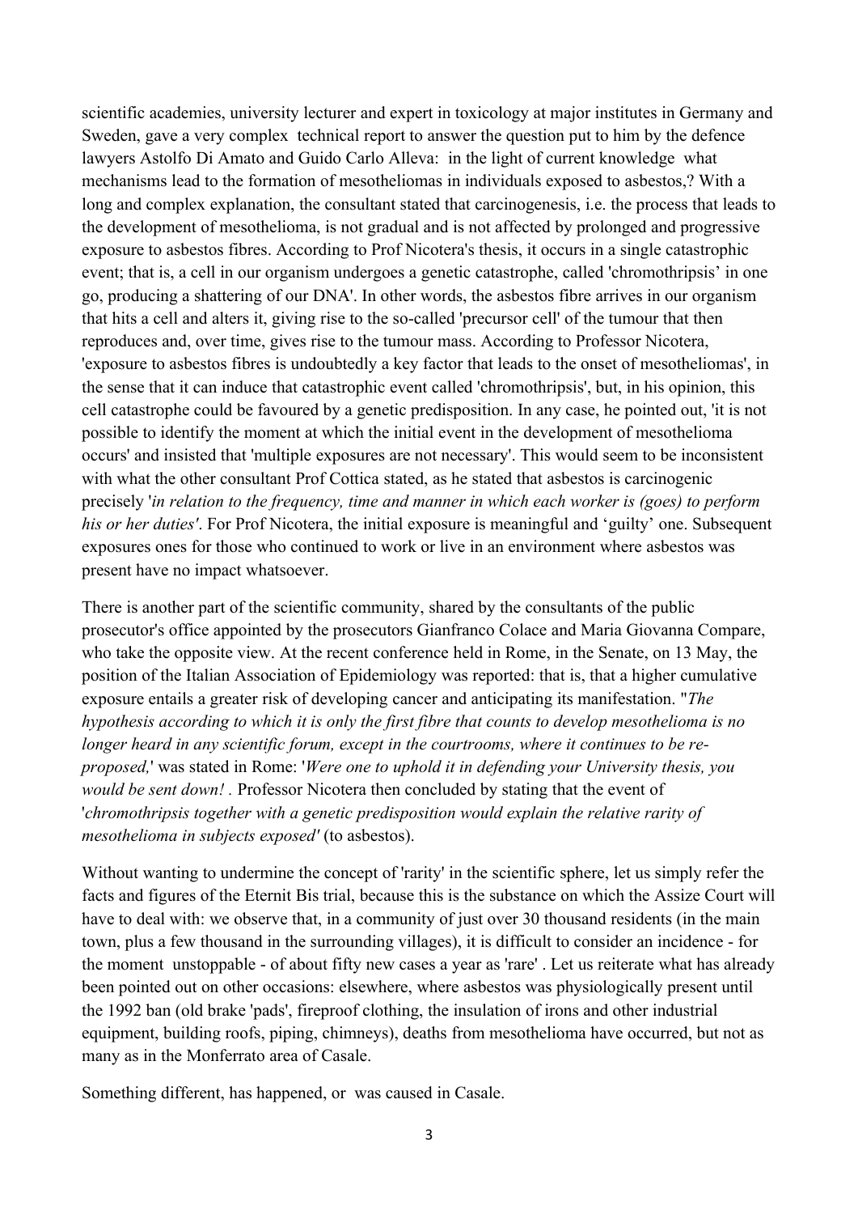scientific academies, university lecturer and expert in toxicology at major institutes in Germany and Sweden, gave a very complex technical report to answer the question put to him by the defence lawyers Astolfo Di Amato and Guido Carlo Alleva: in the light of current knowledge what mechanisms lead to the formation of mesotheliomas in individuals exposed to asbestos,? With a long and complex explanation, the consultant stated that carcinogenesis, i.e. the process that leads to the development of mesothelioma, is not gradual and is not affected by prolonged and progressive exposure to asbestos fibres. According to Prof Nicotera's thesis, it occurs in a single catastrophic event; that is, a cell in our organism undergoes a genetic catastrophe, called 'chromothripsis' in one go, producing a shattering of our DNA'. In other words, the asbestos fibre arrives in our organism that hits a cell and alters it, giving rise to the so-called 'precursor cell' of the tumour that then reproduces and, over time, gives rise to the tumour mass. According to Professor Nicotera, 'exposure to asbestos fibres is undoubtedly a key factor that leads to the onset of mesotheliomas', in the sense that it can induce that catastrophic event called 'chromothripsis', but, in his opinion, this cell catastrophe could be favoured by a genetic predisposition. In any case, he pointed out, 'it is not possible to identify the moment at which the initial event in the development of mesothelioma occurs' and insisted that 'multiple exposures are not necessary'. This would seem to be inconsistent with what the other consultant Prof Cottica stated, as he stated that asbestos is carcinogenic precisely '*in relation to the frequency, time and manner in which each worker is (goes) to perform his or her duties'*. For Prof Nicotera, the initial exposure is meaningful and 'guilty' one. Subsequent exposures ones for those who continued to work or live in an environment where asbestos was present have no impact whatsoever.

There is another part of the scientific community, shared by the consultants of the public prosecutor's office appointed by the prosecutors Gianfranco Colace and Maria Giovanna Compare, who take the opposite view. At the recent conference held in Rome, in the Senate, on 13 May, the position of the Italian Association of Epidemiology was reported: that is, that a higher cumulative exposure entails a greater risk of developing cancer and anticipating its manifestation. "*The hypothesis according to which it is only the first fibre that counts to develop mesothelioma is no longer heard in any scientific forum, except in the courtrooms, where it continues to be re-proposed,*' was stated in Rome: '*Were one to uphold it in defending your University thesis, you would be sent down! .* Professor Nicotera then concluded by stating that the event of '*chromothripsis together with a genetic predisposition would explain the relative rarity of mesothelioma in subjects exposed'* (to asbestos).

Without wanting to undermine the concept of 'rarity' in the scientific sphere, let us simply refer the facts and figures of the Eternit Bis trial, because this is the substance on which the Assize Court will have to deal with: we observe that, in a community of just over 30 thousand residents (in the main town, plus a few thousand in the surrounding villages), it is difficult to consider an incidence - for the moment unstoppable - of about fifty new cases a year as 'rare' . Let us reiterate what has already been pointed out on other occasions: elsewhere, where asbestos was physiologically present until the 1992 ban (old brake 'pads', fireproof clothing, the insulation of irons and other industrial equipment, building roofs, piping, chimneys), deaths from mesothelioma have occurred, but not as many as in the Monferrato area of Casale.

Something different, has happened, or was caused in Casale.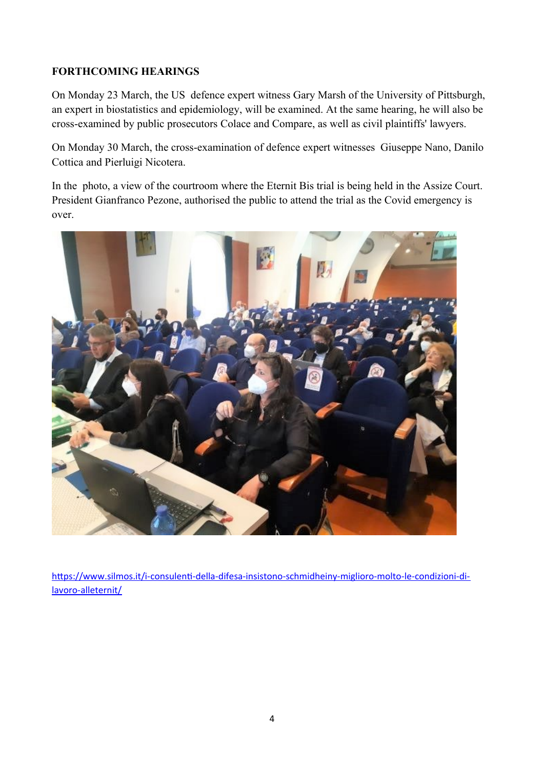**FORTHCOMING HEARINGS**

On Monday 23 March, the US defence expert witness Gary Marsh of the University of Pittsburgh, an expert in biostatistics and epidemiology, will be examined. At the same hearing, he will also be cross-examined by public prosecutors Colace and Compare, as well as civil plaintiffs' lawyers.

On Monday 30 March, the cross-examination of defence expert witnesses Giuseppe Nano, Danilo Cottica and Pierluigi Nicotera.

In the photo, a view of the courtroom where the Eternit Bis trial is being held in the Assize Court. President Gianfranco Pezone, authorised the public to attend the trial as the Covid emergency is over.

https://www.silmos.it/i-consulenti-della-difesa-insistono-schmidheiny-miglioro-molto-le-condizioni-di-lavoro-alleternit/